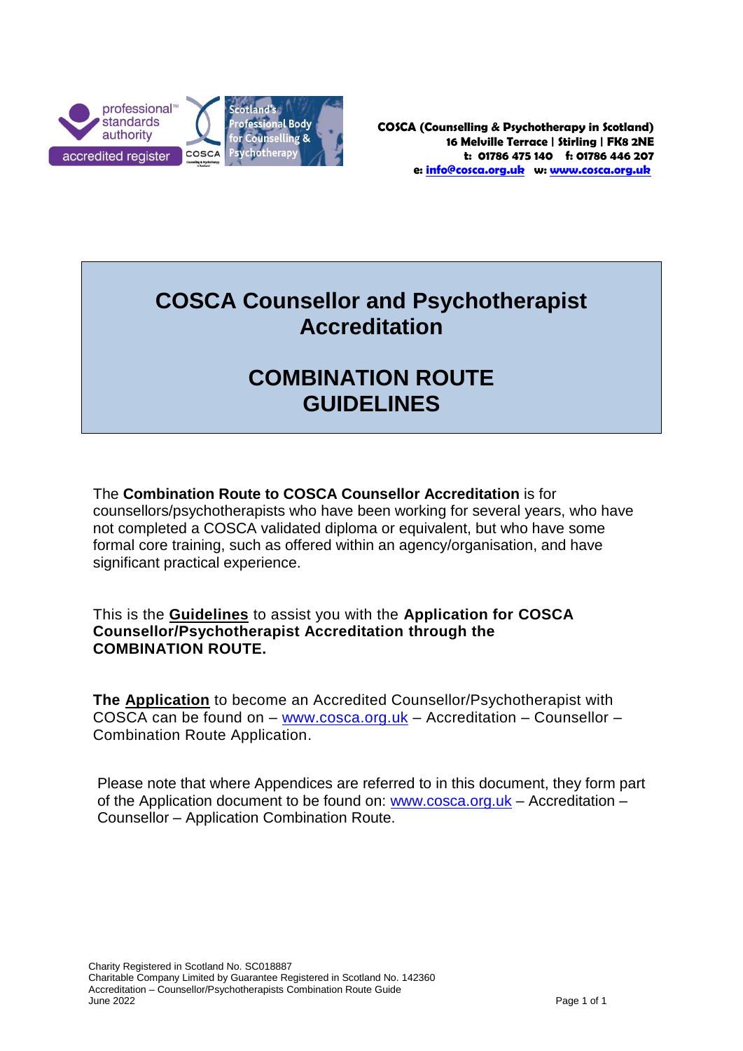COSCA (Counselling & Psychotherapy in Scotland)
16 Melville Terrace | Stirling | FK8 2NE
t: 01786 475 140 f: 01786 446 207
e: info@cosca.org.uk w: www.cosca.org.uk

# COSCA Counsellor and Psychotherapist Accreditation

# COMBINATION ROUTE GUIDELINES

The **Combination Route to COSCA Counsellor Accreditation** is for counsellors/psychotherapists who have been working for several years, who have not completed a COSCA validated diploma or equivalent, but who have some formal core training, such as offered within an agency/organisation, and have significant practical experience.

This is the **Guidelines** to assist you with the **Application for COSCA Counsellor/Psychotherapist Accreditation through the COMBINATION ROUTE.**

**The Application** to become an Accredited Counsellor/Psychotherapist with COSCA can be found on – www.cosca.org.uk – Accreditation – Counsellor – Combination Route Application.

Please note that where Appendices are referred to in this document, they form part of the Application document to be found on: www.cosca.org.uk – Accreditation – Counsellor – Application Combination Route.

Charity Registered in Scotland No. SC018887
Charitable Company Limited by Guarantee Registered in Scotland No. 142360
Accreditation – Counsellor/Psychotherapists Combination Route Guide
June 2022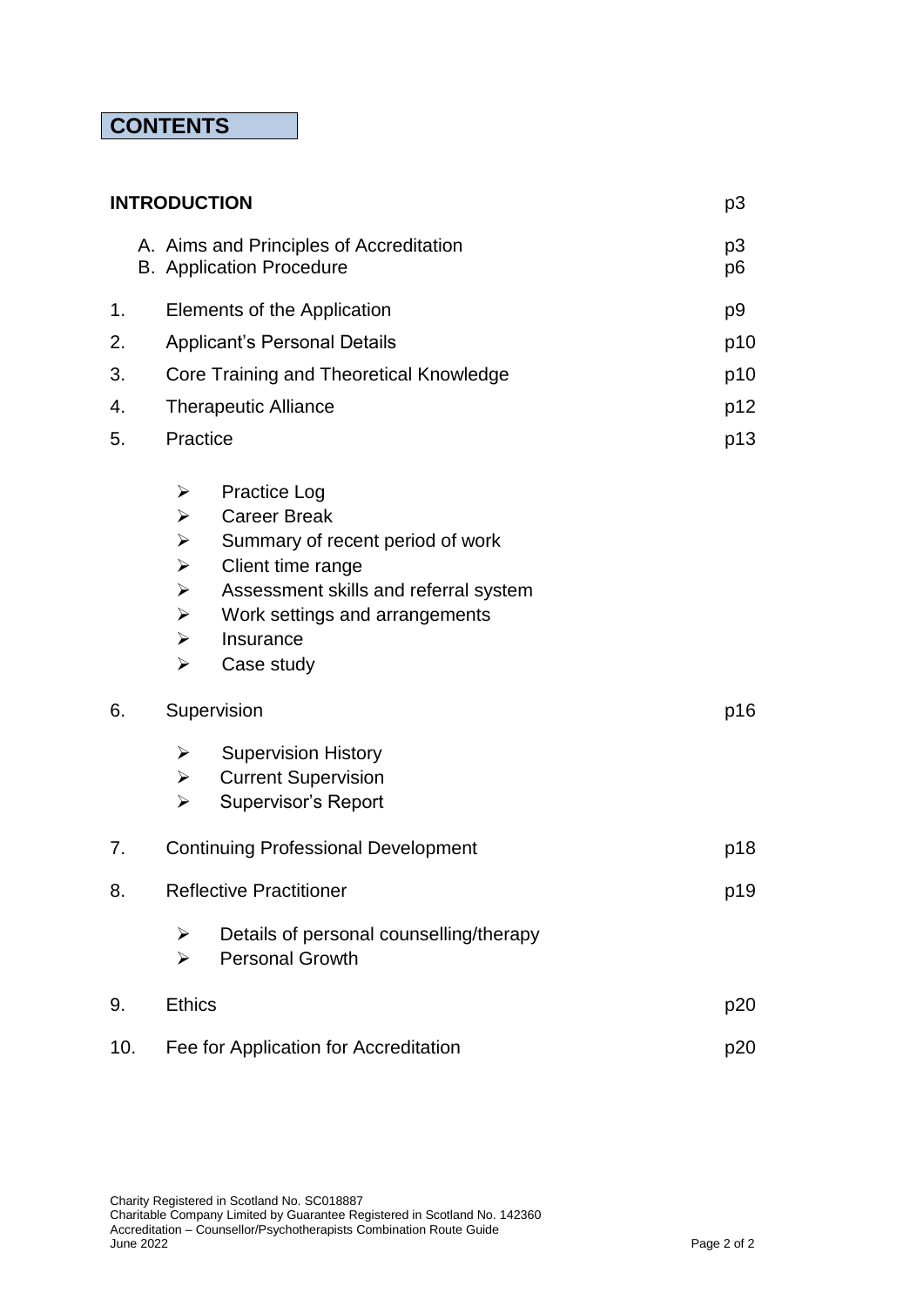# CONTENTS

| | | |
|---|---|---|
| **INTRODUCTION** | | p3 |
| | A. Aims and Principles of Accreditation | p3 |
| | B. Application Procedure | p6 |
| 1. | Elements of the Application | p9 |
| 2. | Applicant's Personal Details | p10 |
| 3. | Core Training and Theoretical Knowledge | p10 |
| 4. | Therapeutic Alliance | p12 |
| 5. | Practice | p13 |
| 6. | Supervision | p16 |
| 7. | Continuing Professional Development | p18 |
| 8. | Reflective Practitioner | p19 |
| 9. | Ethics | p20 |
| 10. | Fee for Application for Accreditation | p20 |

Section 5 (Practice) includes:

- Practice Log
- Career Break
- Summary of recent period of work
- Client time range
- Assessment skills and referral system
- Work settings and arrangements
- Insurance
- Case study

Section 6 (Supervision) includes:

- Supervision History
- Current Supervision
- Supervisor's Report

Section 8 (Reflective Practitioner) includes:

- Details of personal counselling/therapy
- Personal Growth

Charity Registered in Scotland No. SC018887
Charitable Company Limited by Guarantee Registered in Scotland No. 142360
Accreditation – Counsellor/Psychotherapists Combination Route Guide
June 2022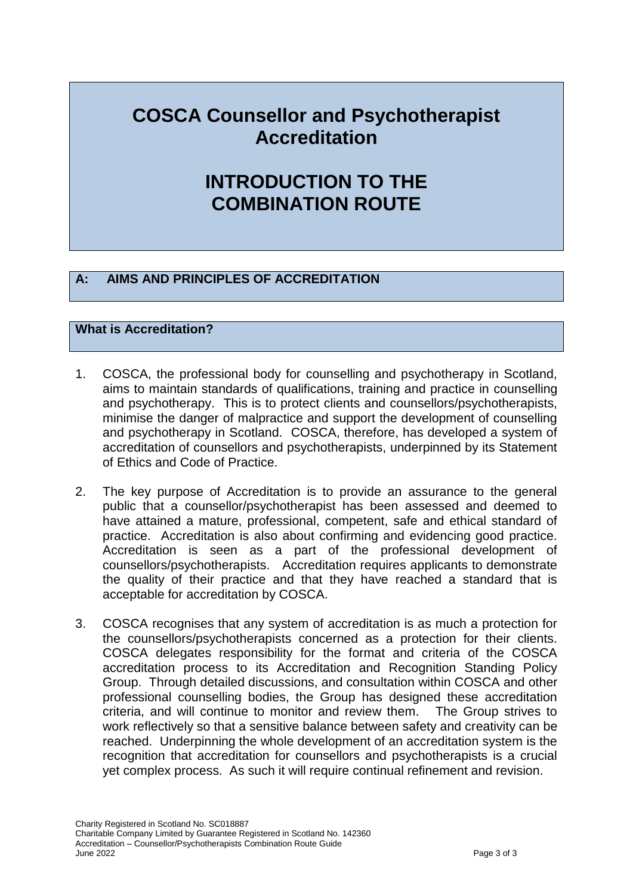# COSCA Counsellor and Psychotherapist Accreditation

# INTRODUCTION TO THE COMBINATION ROUTE

## A: AIMS AND PRINCIPLES OF ACCREDITATION

### What is Accreditation?

1. COSCA, the professional body for counselling and psychotherapy in Scotland, aims to maintain standards of qualifications, training and practice in counselling and psychotherapy. This is to protect clients and counsellors/psychotherapists, minimise the danger of malpractice and support the development of counselling and psychotherapy in Scotland. COSCA, therefore, has developed a system of accreditation of counsellors and psychotherapists, underpinned by its Statement of Ethics and Code of Practice.

2. The key purpose of Accreditation is to provide an assurance to the general public that a counsellor/psychotherapist has been assessed and deemed to have attained a mature, professional, competent, safe and ethical standard of practice. Accreditation is also about confirming and evidencing good practice. Accreditation is seen as a part of the professional development of counsellors/psychotherapists. Accreditation requires applicants to demonstrate the quality of their practice and that they have reached a standard that is acceptable for accreditation by COSCA.

3. COSCA recognises that any system of accreditation is as much a protection for the counsellors/psychotherapists concerned as a protection for their clients. COSCA delegates responsibility for the format and criteria of the COSCA accreditation process to its Accreditation and Recognition Standing Policy Group. Through detailed discussions, and consultation within COSCA and other professional counselling bodies, the Group has designed these accreditation criteria, and will continue to monitor and review them. The Group strives to work reflectively so that a sensitive balance between safety and creativity can be reached. Underpinning the whole development of an accreditation system is the recognition that accreditation for counsellors and psychotherapists is a crucial yet complex process. As such it will require continual refinement and revision.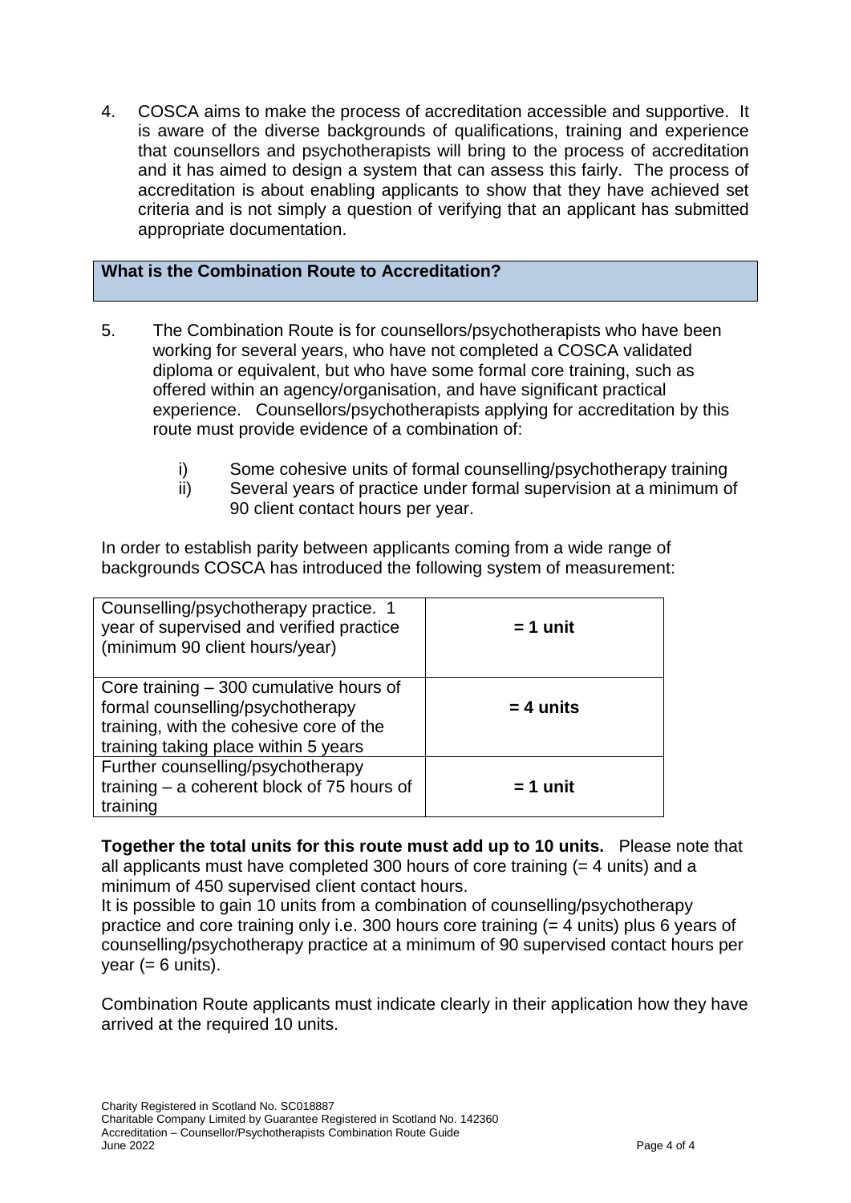4. COSCA aims to make the process of accreditation accessible and supportive. It is aware of the diverse backgrounds of qualifications, training and experience that counsellors and psychotherapists will bring to the process of accreditation and it has aimed to design a system that can assess this fairly. The process of accreditation is about enabling applicants to show that they have achieved set criteria and is not simply a question of verifying that an applicant has submitted appropriate documentation.

## What is the Combination Route to Accreditation?

5. The Combination Route is for counsellors/psychotherapists who have been working for several years, who have not completed a COSCA validated diploma or equivalent, but who have some formal core training, such as offered within an agency/organisation, and have significant practical experience. Counsellors/psychotherapists applying for accreditation by this route must provide evidence of a combination of:

   i) Some cohesive units of formal counselling/psychotherapy training
   ii) Several years of practice under formal supervision at a minimum of 90 client contact hours per year.

In order to establish parity between applicants coming from a wide range of backgrounds COSCA has introduced the following system of measurement:

| | |
|---|---|
| Counselling/psychotherapy practice. 1 year of supervised and verified practice (minimum 90 client hours/year) | **= 1 unit** |
| Core training – 300 cumulative hours of formal counselling/psychotherapy training, with the cohesive core of the training taking place within 5 years | **= 4 units** |
| Further counselling/psychotherapy training – a coherent block of 75 hours of training | **= 1 unit** |

**Together the total units for this route must add up to 10 units.** Please note that all applicants must have completed 300 hours of core training (= 4 units) and a minimum of 450 supervised client contact hours.

It is possible to gain 10 units from a combination of counselling/psychotherapy practice and core training only i.e. 300 hours core training (= 4 units) plus 6 years of counselling/psychotherapy practice at a minimum of 90 supervised contact hours per year (= 6 units).

Combination Route applicants must indicate clearly in their application how they have arrived at the required 10 units.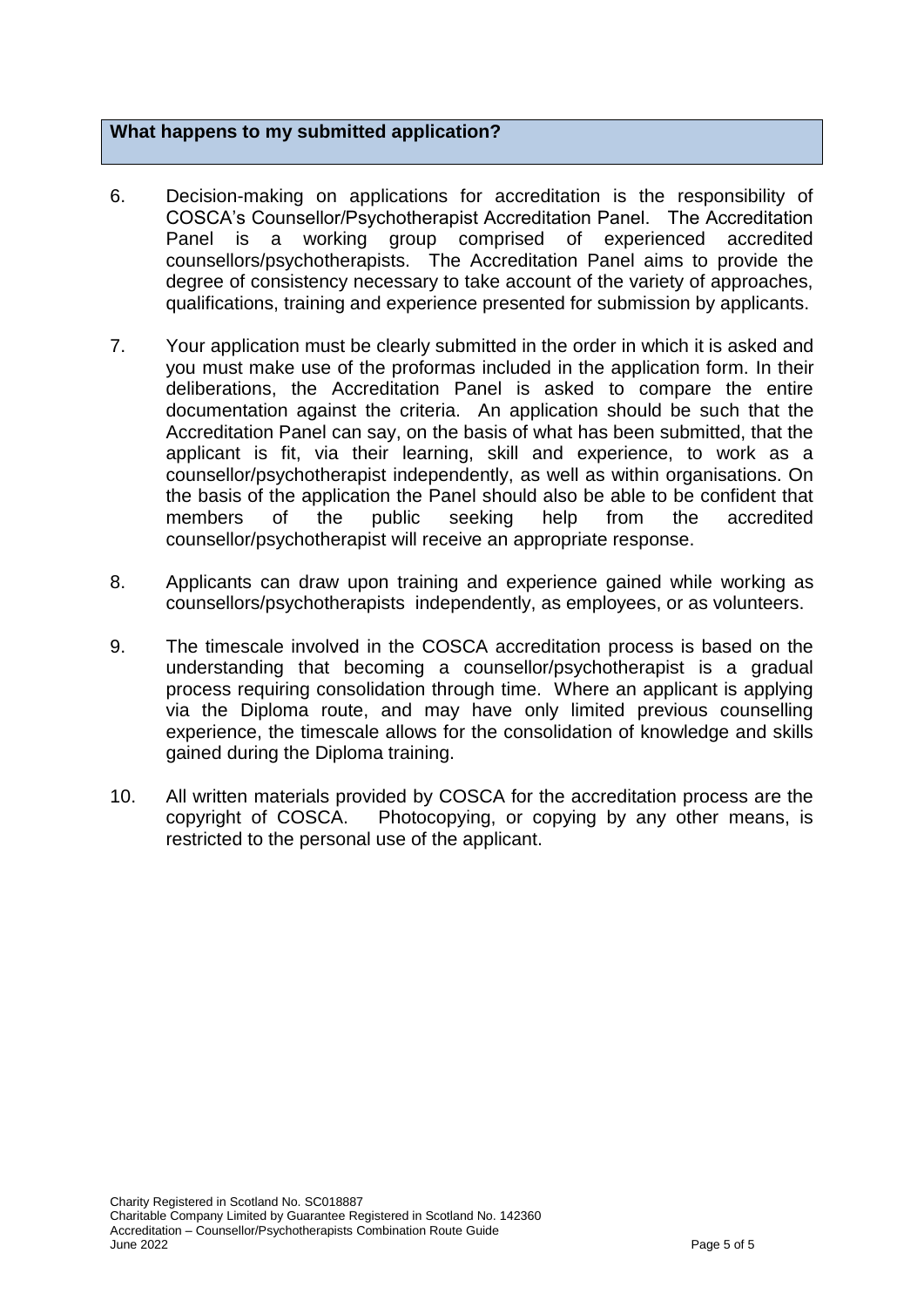## What happens to my submitted application?

6. Decision-making on applications for accreditation is the responsibility of COSCA's Counsellor/Psychotherapist Accreditation Panel. The Accreditation Panel is a working group comprised of experienced accredited counsellors/psychotherapists. The Accreditation Panel aims to provide the degree of consistency necessary to take account of the variety of approaches, qualifications, training and experience presented for submission by applicants.

7. Your application must be clearly submitted in the order in which it is asked and you must make use of the proformas included in the application form. In their deliberations, the Accreditation Panel is asked to compare the entire documentation against the criteria. An application should be such that the Accreditation Panel can say, on the basis of what has been submitted, that the applicant is fit, via their learning, skill and experience, to work as a counsellor/psychotherapist independently, as well as within organisations. On the basis of the application the Panel should also be able to be confident that members of the public seeking help from the accredited counsellor/psychotherapist will receive an appropriate response.

8. Applicants can draw upon training and experience gained while working as counsellors/psychotherapists independently, as employees, or as volunteers.

9. The timescale involved in the COSCA accreditation process is based on the understanding that becoming a counsellor/psychotherapist is a gradual process requiring consolidation through time. Where an applicant is applying via the Diploma route, and may have only limited previous counselling experience, the timescale allows for the consolidation of knowledge and skills gained during the Diploma training.

10. All written materials provided by COSCA for the accreditation process are the copyright of COSCA. Photocopying, or copying by any other means, is restricted to the personal use of the applicant.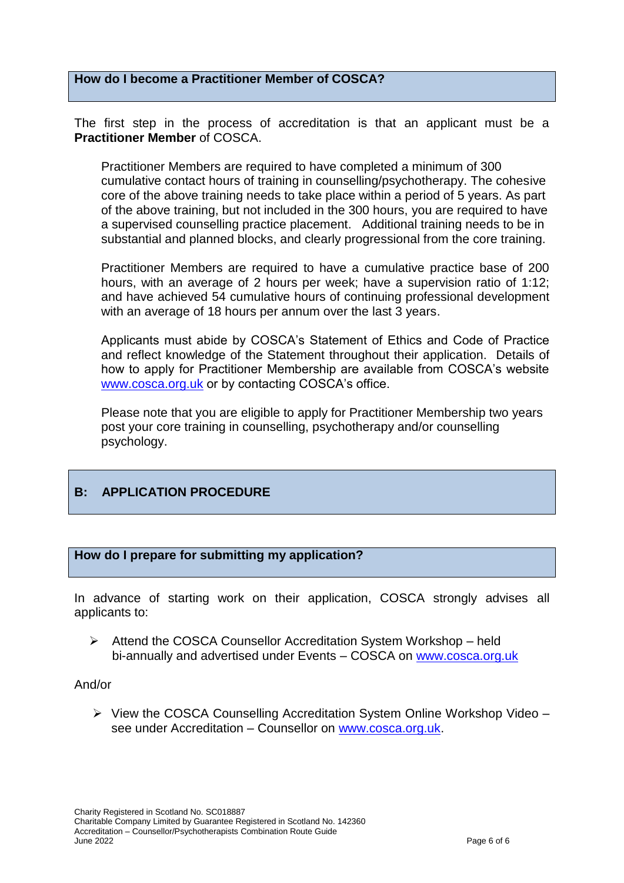## How do I become a Practitioner Member of COSCA?

The first step in the process of accreditation is that an applicant must be a **Practitioner Member** of COSCA.

Practitioner Members are required to have completed a minimum of 300 cumulative contact hours of training in counselling/psychotherapy. The cohesive core of the above training needs to take place within a period of 5 years. As part of the above training, but not included in the 300 hours, you are required to have a supervised counselling practice placement. Additional training needs to be in substantial and planned blocks, and clearly progressional from the core training.

Practitioner Members are required to have a cumulative practice base of 200 hours, with an average of 2 hours per week; have a supervision ratio of 1:12; and have achieved 54 cumulative hours of continuing professional development with an average of 18 hours per annum over the last 3 years.

Applicants must abide by COSCA's Statement of Ethics and Code of Practice and reflect knowledge of the Statement throughout their application. Details of how to apply for Practitioner Membership are available from COSCA's website www.cosca.org.uk or by contacting COSCA's office.

Please note that you are eligible to apply for Practitioner Membership two years post your core training in counselling, psychotherapy and/or counselling psychology.

# B: APPLICATION PROCEDURE

## How do I prepare for submitting my application?

In advance of starting work on their application, COSCA strongly advises all applicants to:

- Attend the COSCA Counsellor Accreditation System Workshop – held bi-annually and advertised under Events – COSCA on www.cosca.org.uk

And/or

- View the COSCA Counselling Accreditation System Online Workshop Video – see under Accreditation – Counsellor on www.cosca.org.uk.

Charity Registered in Scotland No. SC018887
Charitable Company Limited by Guarantee Registered in Scotland No. 142360
Accreditation – Counsellor/Psychotherapists Combination Route Guide
June 2022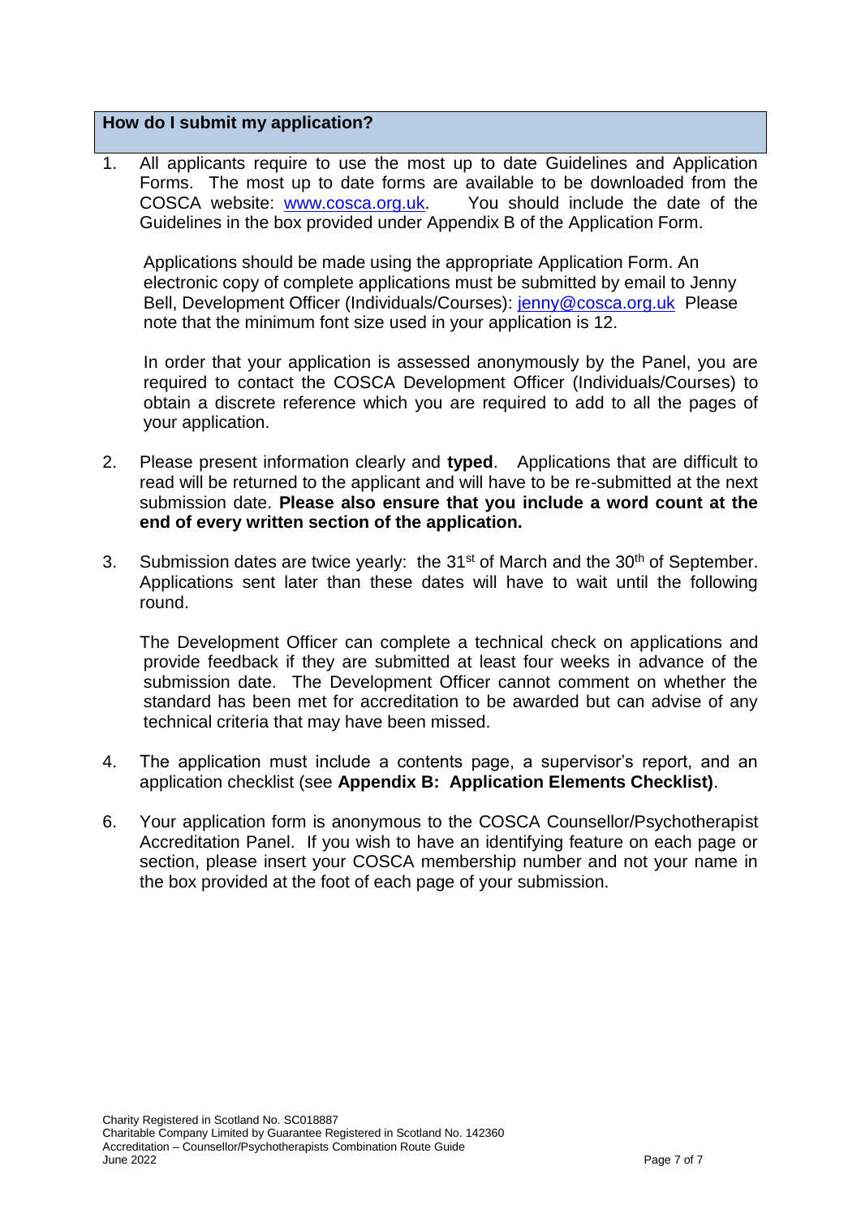## How do I submit my application?

1. All applicants require to use the most up to date Guidelines and Application Forms. The most up to date forms are available to be downloaded from the COSCA website: [www.cosca.org.uk](http://www.cosca.org.uk). You should include the date of the Guidelines in the box provided under Appendix B of the Application Form.

   Applications should be made using the appropriate Application Form. An electronic copy of complete applications must be submitted by email to Jenny Bell, Development Officer (Individuals/Courses): [jenny@cosca.org.uk](mailto:jenny@cosca.org.uk) Please note that the minimum font size used in your application is 12.

   In order that your application is assessed anonymously by the Panel, you are required to contact the COSCA Development Officer (Individuals/Courses) to obtain a discrete reference which you are required to add to all the pages of your application.

2. Please present information clearly and **typed**. Applications that are difficult to read will be returned to the applicant and will have to be re-submitted at the next submission date. **Please also ensure that you include a word count at the end of every written section of the application.**

3. Submission dates are twice yearly: the 31st of March and the 30th of September. Applications sent later than these dates will have to wait until the following round.

   The Development Officer can complete a technical check on applications and provide feedback if they are submitted at least four weeks in advance of the submission date. The Development Officer cannot comment on whether the standard has been met for accreditation to be awarded but can advise of any technical criteria that may have been missed.

4. The application must include a contents page, a supervisor's report, and an application checklist (see **Appendix B: Application Elements Checklist)**.

6. Your application form is anonymous to the COSCA Counsellor/Psychotherapist Accreditation Panel. If you wish to have an identifying feature on each page or section, please insert your COSCA membership number and not your name in the box provided at the foot of each page of your submission.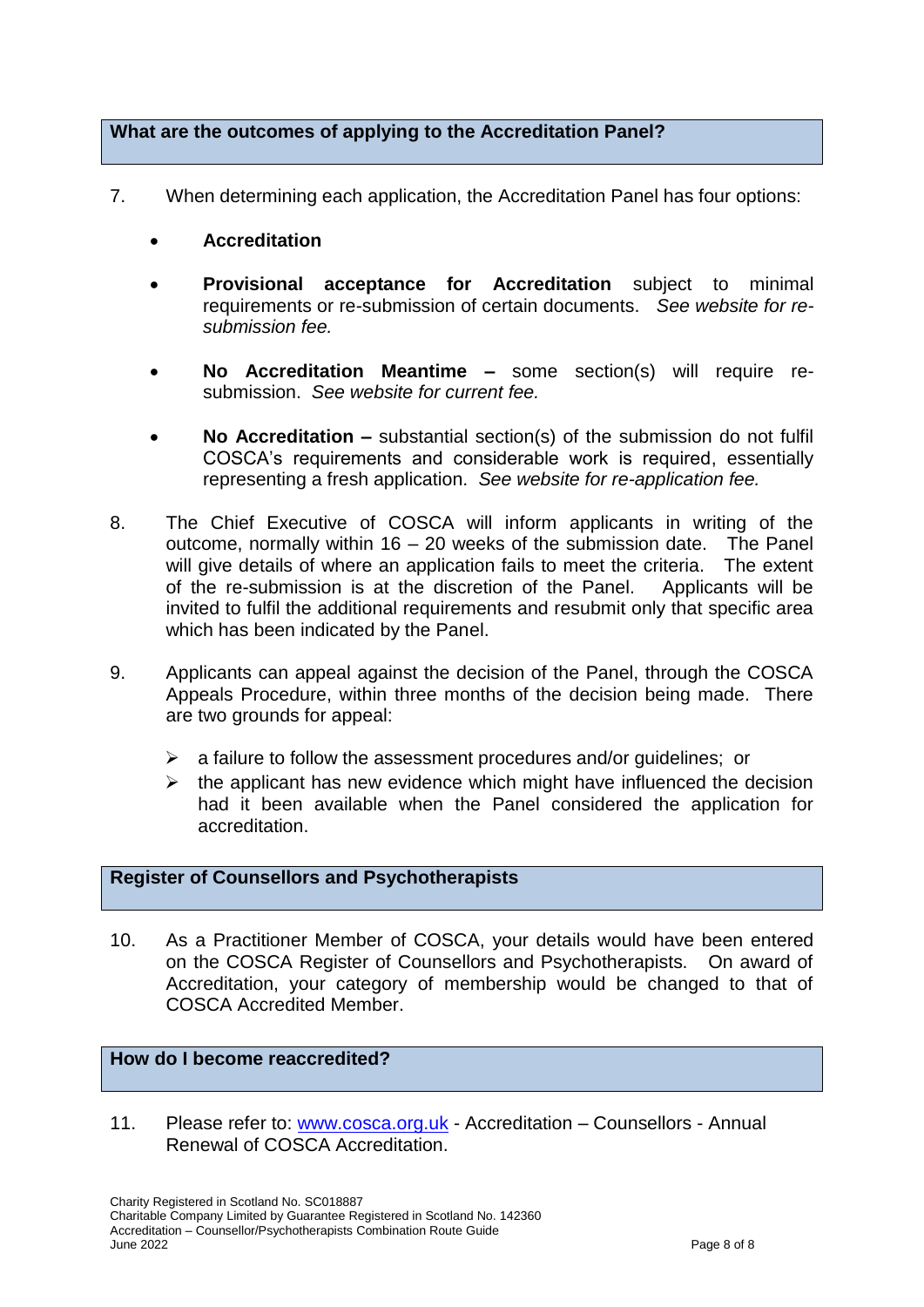## What are the outcomes of applying to the Accreditation Panel?

7. When determining each application, the Accreditation Panel has four options:

   - **Accreditation**
   - **Provisional acceptance for Accreditation** subject to minimal requirements or re-submission of certain documents. *See website for re-submission fee.*
   - **No Accreditation Meantime –** some section(s) will require re-submission. *See website for current fee.*
   - **No Accreditation –** substantial section(s) of the submission do not fulfil COSCA's requirements and considerable work is required, essentially representing a fresh application. *See website for re-application fee.*

8. The Chief Executive of COSCA will inform applicants in writing of the outcome, normally within 16 – 20 weeks of the submission date. The Panel will give details of where an application fails to meet the criteria. The extent of the re-submission is at the discretion of the Panel. Applicants will be invited to fulfil the additional requirements and resubmit only that specific area which has been indicated by the Panel.

9. Applicants can appeal against the decision of the Panel, through the COSCA Appeals Procedure, within three months of the decision being made. There are two grounds for appeal:

   - a failure to follow the assessment procedures and/or guidelines; or
   - the applicant has new evidence which might have influenced the decision had it been available when the Panel considered the application for accreditation.

## Register of Counsellors and Psychotherapists

10. As a Practitioner Member of COSCA, your details would have been entered on the COSCA Register of Counsellors and Psychotherapists. On award of Accreditation, your category of membership would be changed to that of COSCA Accredited Member.

## How do I become reaccredited?

11. Please refer to: [www.cosca.org.uk](http://www.cosca.org.uk) - Accreditation – Counsellors - Annual Renewal of COSCA Accreditation.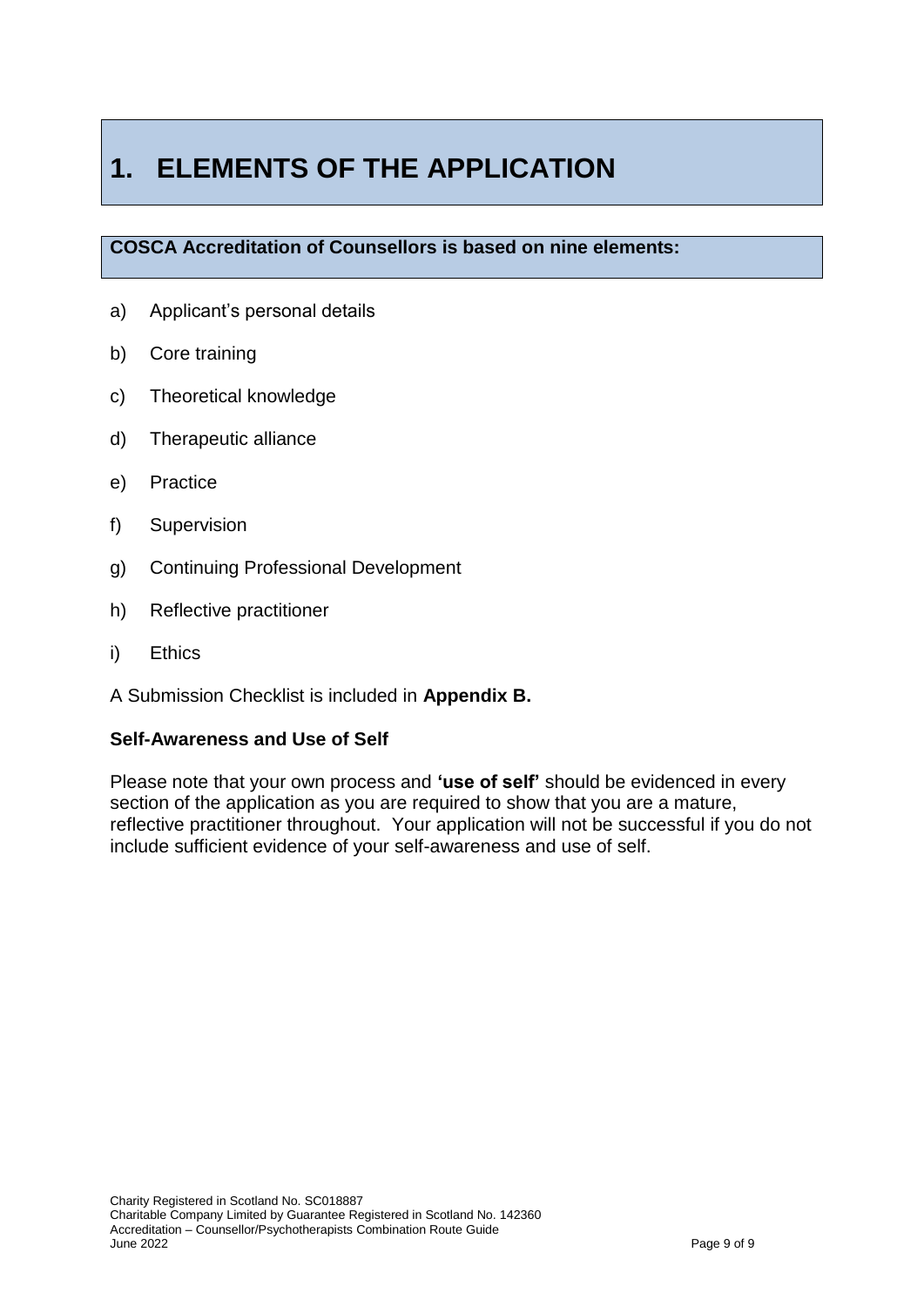# 1. ELEMENTS OF THE APPLICATION

## COSCA Accreditation of Counsellors is based on nine elements:

a) Applicant's personal details

b) Core training

c) Theoretical knowledge

d) Therapeutic alliance

e) Practice

f) Supervision

g) Continuing Professional Development

h) Reflective practitioner

i) Ethics

A Submission Checklist is included in **Appendix B.**

### Self-Awareness and Use of Self

Please note that your own process and **'use of self'** should be evidenced in every section of the application as you are required to show that you are a mature, reflective practitioner throughout. Your application will not be successful if you do not include sufficient evidence of your self-awareness and use of self.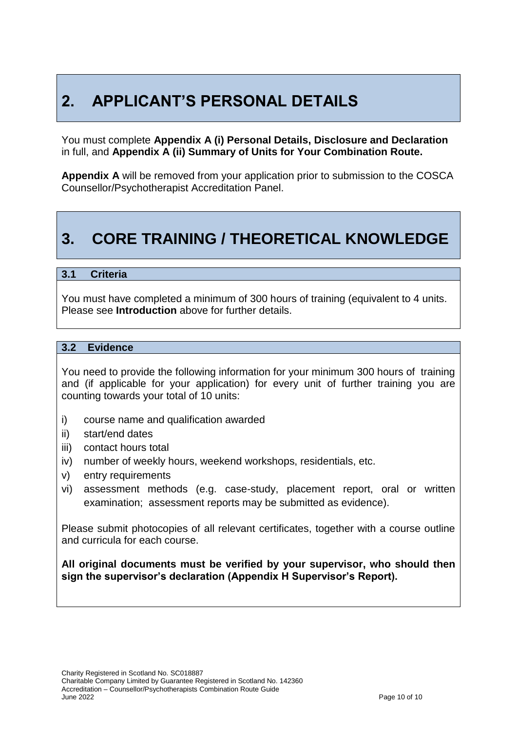# 2. APPLICANT'S PERSONAL DETAILS

You must complete **Appendix A (i) Personal Details, Disclosure and Declaration** in full, and **Appendix A (ii) Summary of Units for Your Combination Route.**

**Appendix A** will be removed from your application prior to submission to the COSCA Counsellor/Psychotherapist Accreditation Panel.

# 3. CORE TRAINING / THEORETICAL KNOWLEDGE

## 3.1 Criteria

You must have completed a minimum of 300 hours of training (equivalent to 4 units. Please see **Introduction** above for further details.

## 3.2 Evidence

You need to provide the following information for your minimum 300 hours of training and (if applicable for your application) for every unit of further training you are counting towards your total of 10 units:

i) course name and qualification awarded
ii) start/end dates
iii) contact hours total
iv) number of weekly hours, weekend workshops, residentials, etc.
v) entry requirements
vi) assessment methods (e.g. case-study, placement report, oral or written examination; assessment reports may be submitted as evidence).

Please submit photocopies of all relevant certificates, together with a course outline and curricula for each course.

**All original documents must be verified by your supervisor, who should then sign the supervisor's declaration (Appendix H Supervisor's Report).**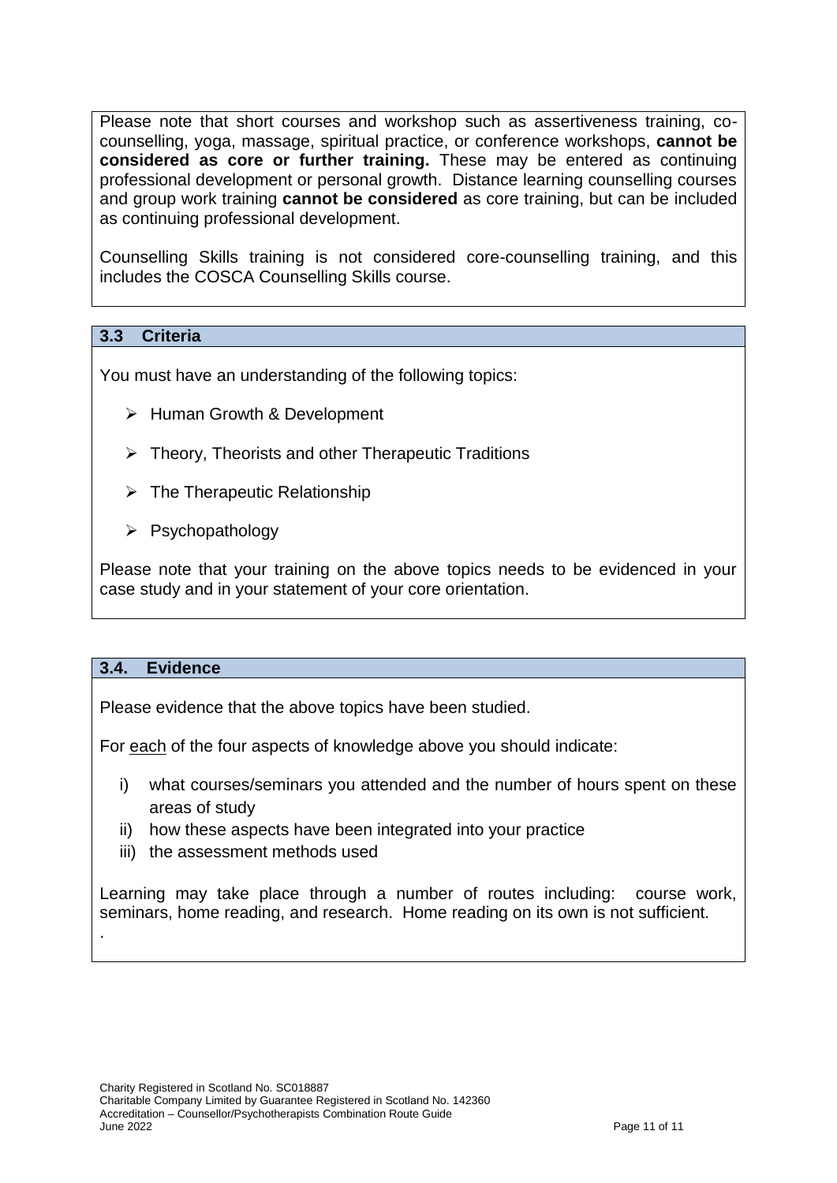Please note that short courses and workshop such as assertiveness training, co-counselling, yoga, massage, spiritual practice, or conference workshops, **cannot be considered as core or further training.** These may be entered as continuing professional development or personal growth. Distance learning counselling courses and group work training **cannot be considered** as core training, but can be included as continuing professional development.

Counselling Skills training is not considered core-counselling training, and this includes the COSCA Counselling Skills course.

### 3.3 Criteria

You must have an understanding of the following topics:

- Human Growth & Development
- Theory, Theorists and other Therapeutic Traditions
- The Therapeutic Relationship
- Psychopathology

Please note that your training on the above topics needs to be evidenced in your case study and in your statement of your core orientation.

### 3.4. Evidence

Please evidence that the above topics have been studied.

For each of the four aspects of knowledge above you should indicate:

i) what courses/seminars you attended and the number of hours spent on these areas of study
ii) how these aspects have been integrated into your practice
iii) the assessment methods used

Learning may take place through a number of routes including: course work, seminars, home reading, and research. Home reading on its own is not sufficient.

.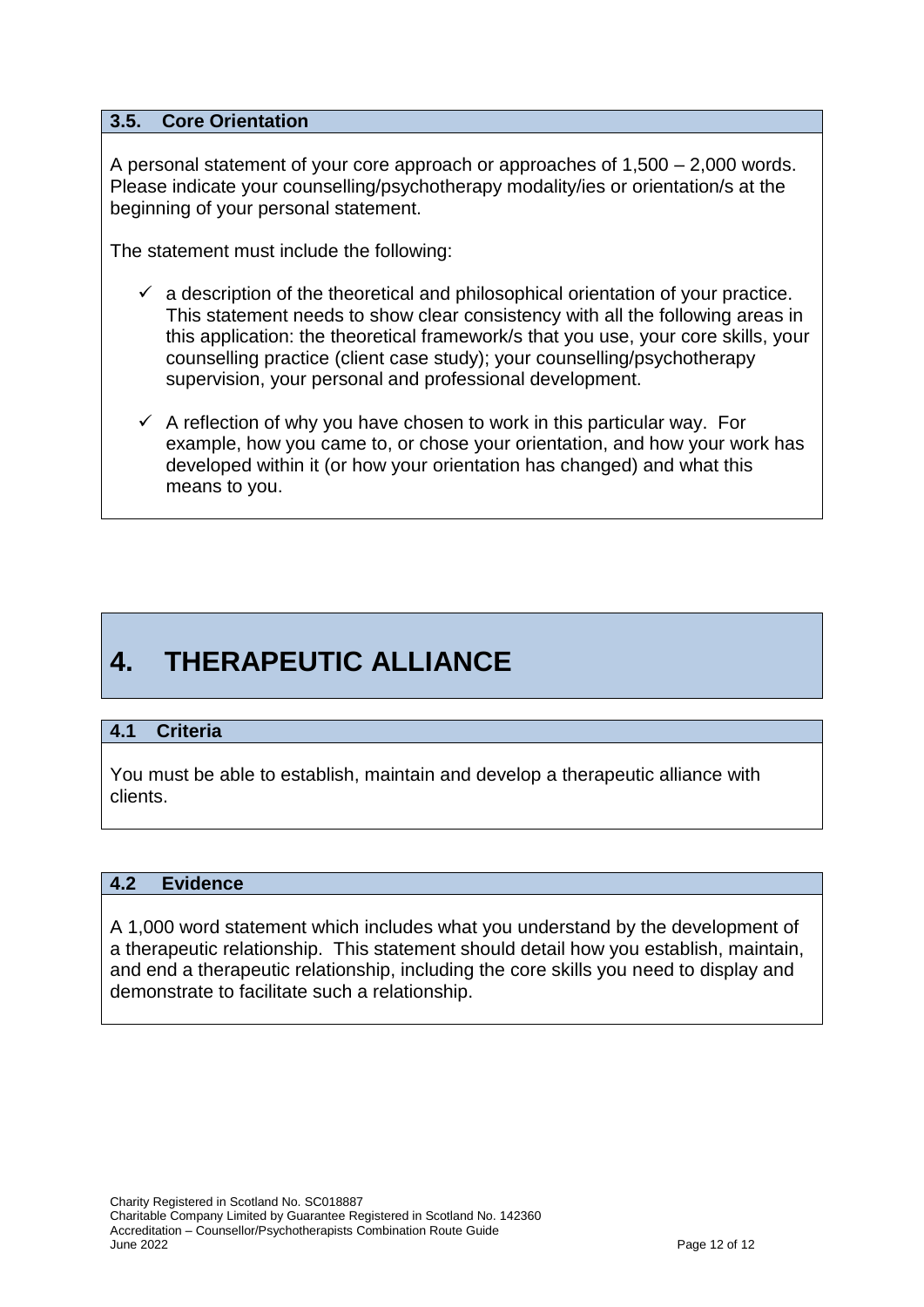### 3.5. Core Orientation

A personal statement of your core approach or approaches of 1,500 – 2,000 words. Please indicate your counselling/psychotherapy modality/ies or orientation/s at the beginning of your personal statement.

The statement must include the following:

- ✓ a description of the theoretical and philosophical orientation of your practice. This statement needs to show clear consistency with all the following areas in this application: the theoretical framework/s that you use, your core skills, your counselling practice (client case study); your counselling/psychotherapy supervision, your personal and professional development.
- ✓ A reflection of why you have chosen to work in this particular way. For example, how you came to, or chose your orientation, and how your work has developed within it (or how your orientation has changed) and what this means to you.

# 4. THERAPEUTIC ALLIANCE

### 4.1 Criteria

You must be able to establish, maintain and develop a therapeutic alliance with clients.

### 4.2 Evidence

A 1,000 word statement which includes what you understand by the development of a therapeutic relationship. This statement should detail how you establish, maintain, and end a therapeutic relationship, including the core skills you need to display and demonstrate to facilitate such a relationship.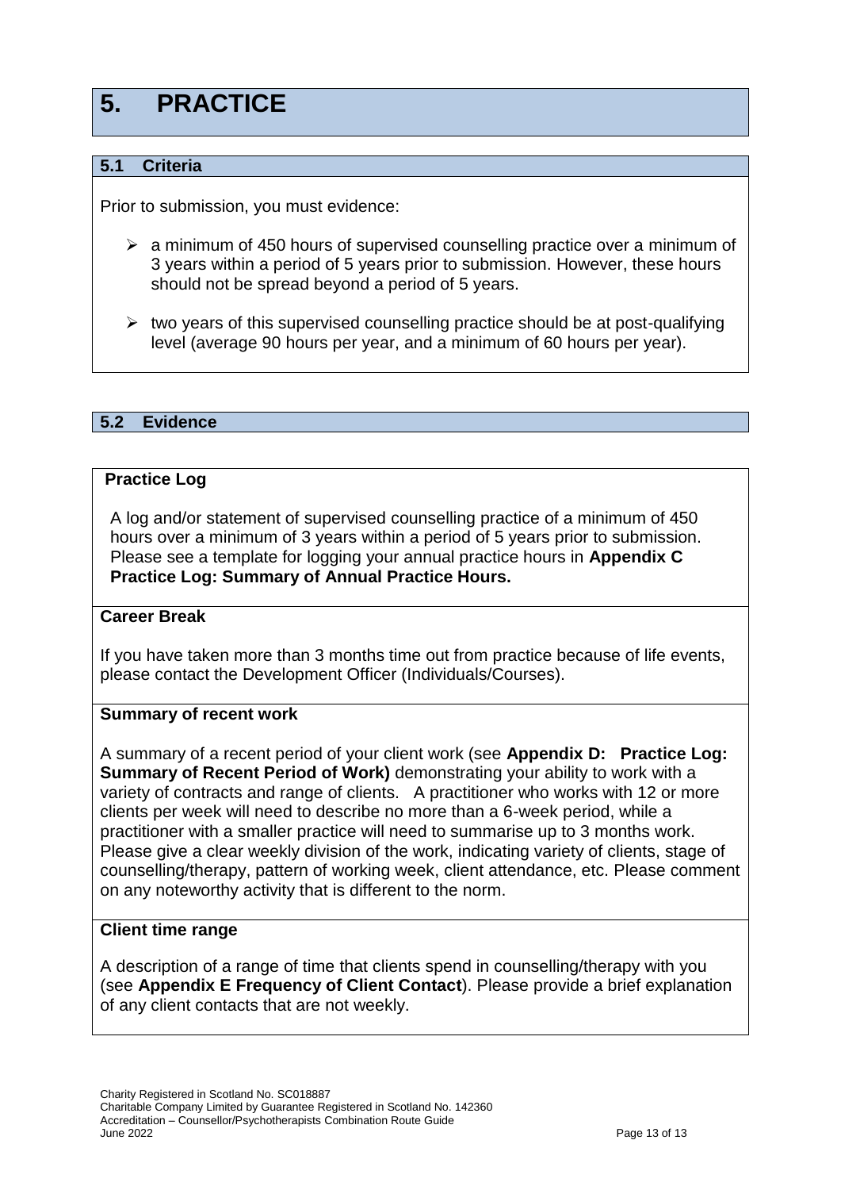# 5. PRACTICE

## 5.1 Criteria

Prior to submission, you must evidence:

- a minimum of 450 hours of supervised counselling practice over a minimum of 3 years within a period of 5 years prior to submission. However, these hours should not be spread beyond a period of 5 years.
- two years of this supervised counselling practice should be at post-qualifying level (average 90 hours per year, and a minimum of 60 hours per year).

## 5.2 Evidence

### Practice Log

A log and/or statement of supervised counselling practice of a minimum of 450 hours over a minimum of 3 years within a period of 5 years prior to submission. Please see a template for logging your annual practice hours in **Appendix C Practice Log: Summary of Annual Practice Hours.**

### Career Break

If you have taken more than 3 months time out from practice because of life events, please contact the Development Officer (Individuals/Courses).

### Summary of recent work

A summary of a recent period of your client work (see **Appendix D: Practice Log: Summary of Recent Period of Work)** demonstrating your ability to work with a variety of contracts and range of clients. A practitioner who works with 12 or more clients per week will need to describe no more than a 6-week period, while a practitioner with a smaller practice will need to summarise up to 3 months work. Please give a clear weekly division of the work, indicating variety of clients, stage of counselling/therapy, pattern of working week, client attendance, etc. Please comment on any noteworthy activity that is different to the norm.

### Client time range

A description of a range of time that clients spend in counselling/therapy with you (see **Appendix E Frequency of Client Contact**). Please provide a brief explanation of any client contacts that are not weekly.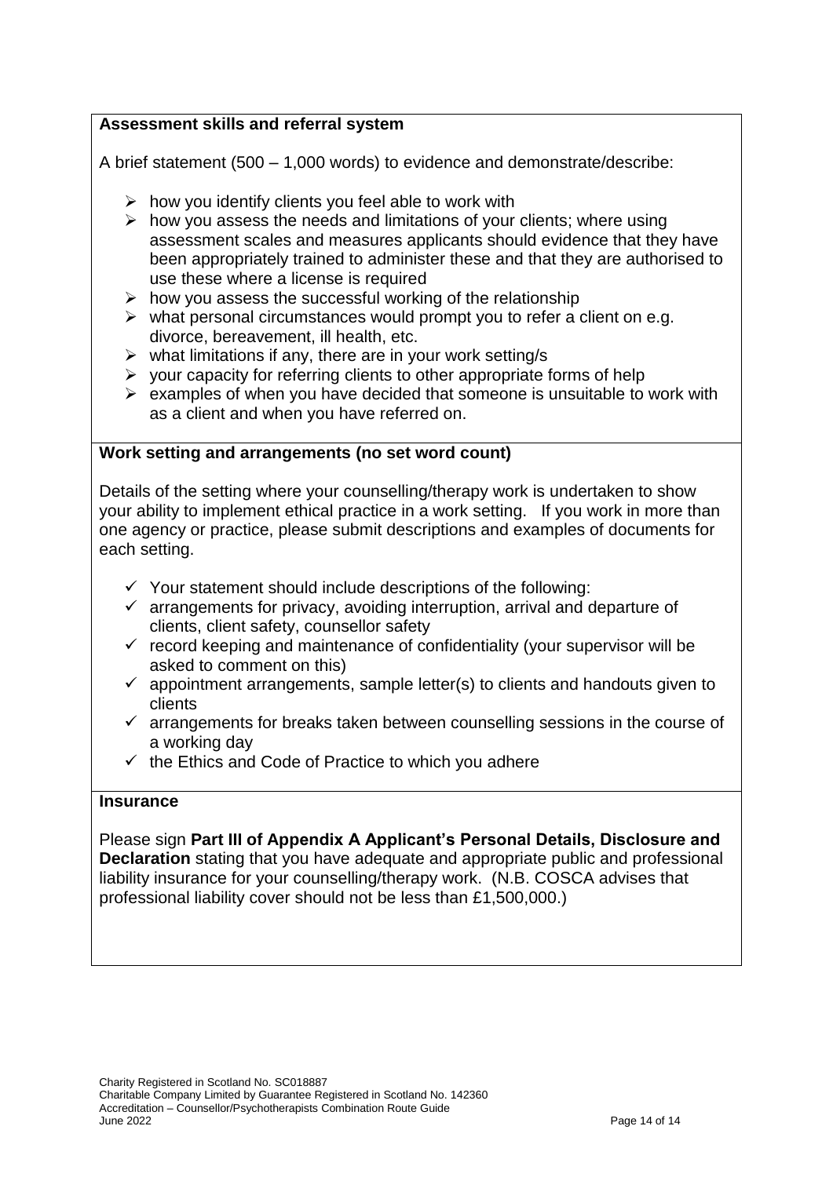**Assessment skills and referral system**

A brief statement (500 – 1,000 words) to evidence and demonstrate/describe:

- how you identify clients you feel able to work with
- how you assess the needs and limitations of your clients; where using assessment scales and measures applicants should evidence that they have been appropriately trained to administer these and that they are authorised to use these where a license is required
- how you assess the successful working of the relationship
- what personal circumstances would prompt you to refer a client on e.g. divorce, bereavement, ill health, etc.
- what limitations if any, there are in your work setting/s
- your capacity for referring clients to other appropriate forms of help
- examples of when you have decided that someone is unsuitable to work with as a client and when you have referred on.

**Work setting and arrangements (no set word count)**

Details of the setting where your counselling/therapy work is undertaken to show your ability to implement ethical practice in a work setting. If you work in more than one agency or practice, please submit descriptions and examples of documents for each setting.

- ✓ Your statement should include descriptions of the following:
- ✓ arrangements for privacy, avoiding interruption, arrival and departure of clients, client safety, counsellor safety
- ✓ record keeping and maintenance of confidentiality (your supervisor will be asked to comment on this)
- ✓ appointment arrangements, sample letter(s) to clients and handouts given to clients
- ✓ arrangements for breaks taken between counselling sessions in the course of a working day
- ✓ the Ethics and Code of Practice to which you adhere

**Insurance**

Please sign **Part III of Appendix A Applicant's Personal Details, Disclosure and Declaration** stating that you have adequate and appropriate public and professional liability insurance for your counselling/therapy work. (N.B. COSCA advises that professional liability cover should not be less than £1,500,000.)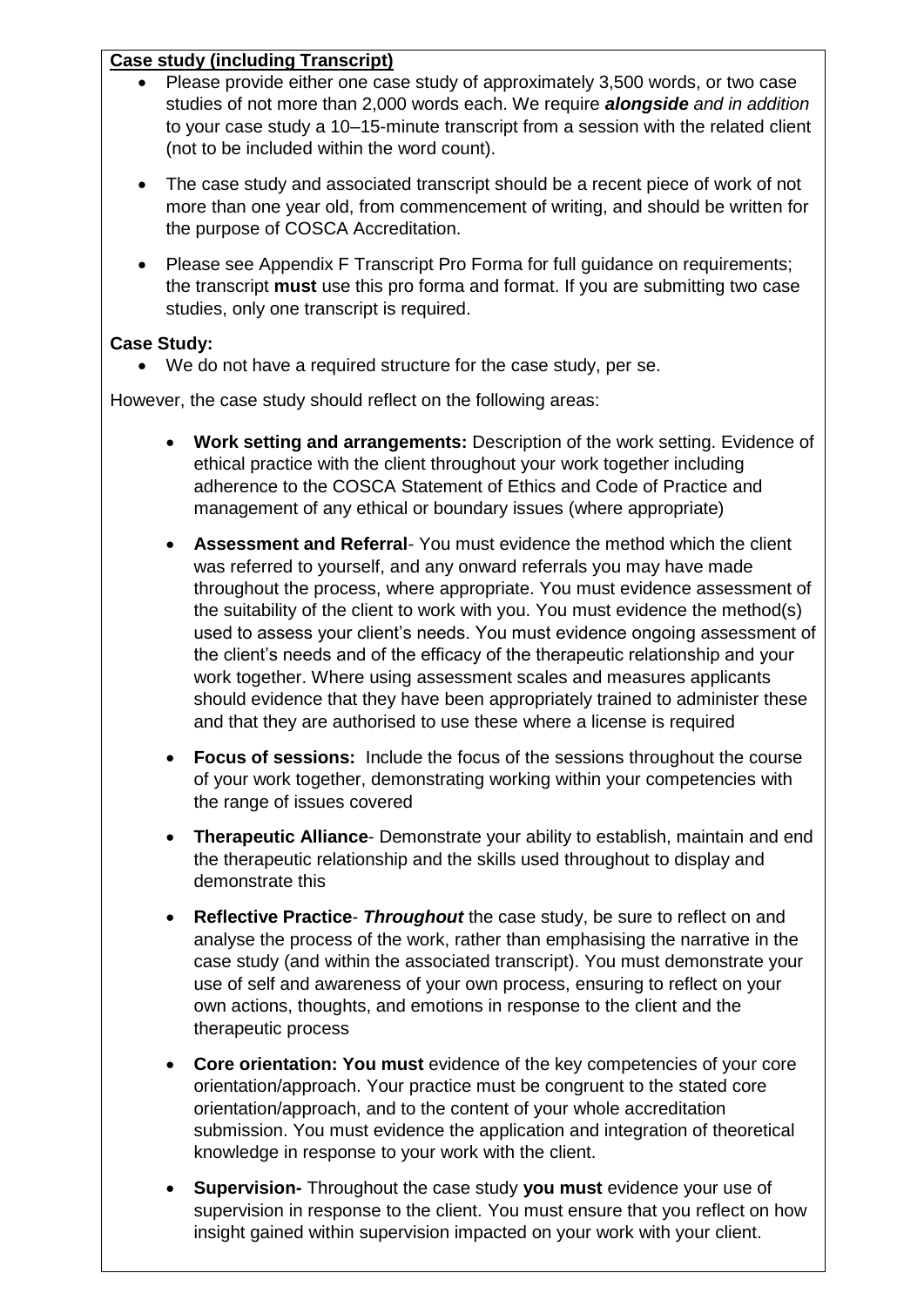**Case study (including Transcript)**

- Please provide either one case study of approximately 3,500 words, or two case studies of not more than 2,000 words each. We require ***alongside*** *and in addition* to your case study a 10–15-minute transcript from a session with the related client (not to be included within the word count).
- The case study and associated transcript should be a recent piece of work of not more than one year old, from commencement of writing, and should be written for the purpose of COSCA Accreditation.
- Please see Appendix F Transcript Pro Forma for full guidance on requirements; the transcript **must** use this pro forma and format. If you are submitting two case studies, only one transcript is required.

**Case Study:**

- We do not have a required structure for the case study, per se.

However, the case study should reflect on the following areas:

- **Work setting and arrangements:** Description of the work setting. Evidence of ethical practice with the client throughout your work together including adherence to the COSCA Statement of Ethics and Code of Practice and management of any ethical or boundary issues (where appropriate)
- **Assessment and Referral**- You must evidence the method which the client was referred to yourself, and any onward referrals you may have made throughout the process, where appropriate. You must evidence assessment of the suitability of the client to work with you. You must evidence the method(s) used to assess your client's needs. You must evidence ongoing assessment of the client's needs and of the efficacy of the therapeutic relationship and your work together. Where using assessment scales and measures applicants should evidence that they have been appropriately trained to administer these and that they are authorised to use these where a license is required
- **Focus of sessions:** Include the focus of the sessions throughout the course of your work together, demonstrating working within your competencies with the range of issues covered
- **Therapeutic Alliance**- Demonstrate your ability to establish, maintain and end the therapeutic relationship and the skills used throughout to display and demonstrate this
- **Reflective Practice**- ***Throughout*** the case study, be sure to reflect on and analyse the process of the work, rather than emphasising the narrative in the case study (and within the associated transcript). You must demonstrate your use of self and awareness of your own process, ensuring to reflect on your own actions, thoughts, and emotions in response to the client and the therapeutic process
- **Core orientation: You must** evidence of the key competencies of your core orientation/approach. Your practice must be congruent to the stated core orientation/approach, and to the content of your whole accreditation submission. You must evidence the application and integration of theoretical knowledge in response to your work with the client.
- **Supervision-** Throughout the case study **you must** evidence your use of supervision in response to the client. You must ensure that you reflect on how insight gained within supervision impacted on your work with your client.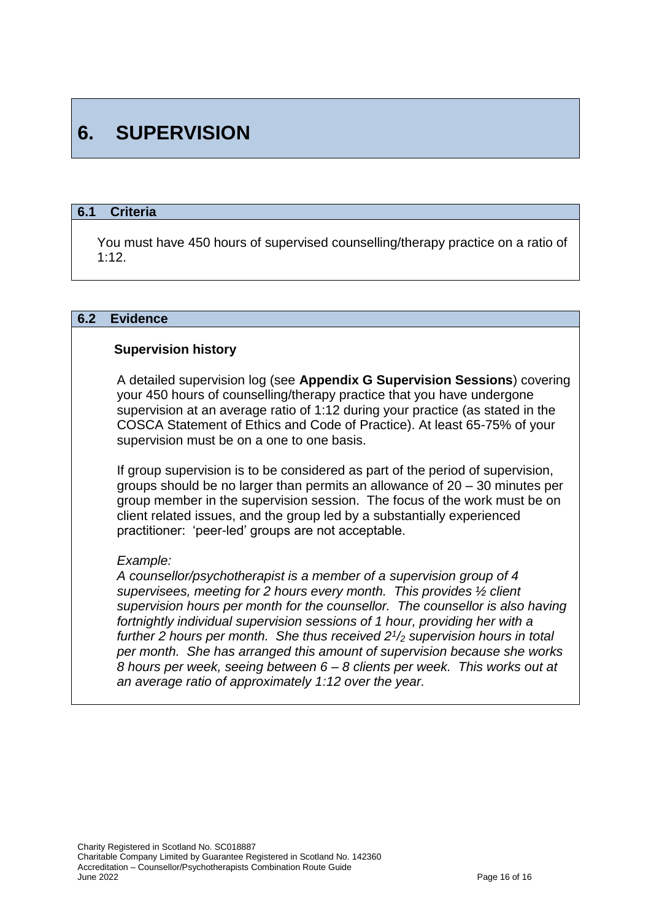# 6. SUPERVISION

## 6.1 Criteria

You must have 450 hours of supervised counselling/therapy practice on a ratio of 1:12.

## 6.2 Evidence

### Supervision history

A detailed supervision log (see **Appendix G Supervision Sessions**) covering your 450 hours of counselling/therapy practice that you have undergone supervision at an average ratio of 1:12 during your practice (as stated in the COSCA Statement of Ethics and Code of Practice). At least 65-75% of your supervision must be on a one to one basis.

If group supervision is to be considered as part of the period of supervision, groups should be no larger than permits an allowance of 20 – 30 minutes per group member in the supervision session. The focus of the work must be on client related issues, and the group led by a substantially experienced practitioner: 'peer-led' groups are not acceptable.

*Example:*
*A counsellor/psychotherapist is a member of a supervision group of 4 supervisees, meeting for 2 hours every month. This provides ½ client supervision hours per month for the counsellor. The counsellor is also having fortnightly individual supervision sessions of 1 hour, providing her with a further 2 hours per month. She thus received $2^{1}/_{2}$ supervision hours in total per month. She has arranged this amount of supervision because she works 8 hours per week, seeing between 6 – 8 clients per week. This works out at an average ratio of approximately 1:12 over the year.*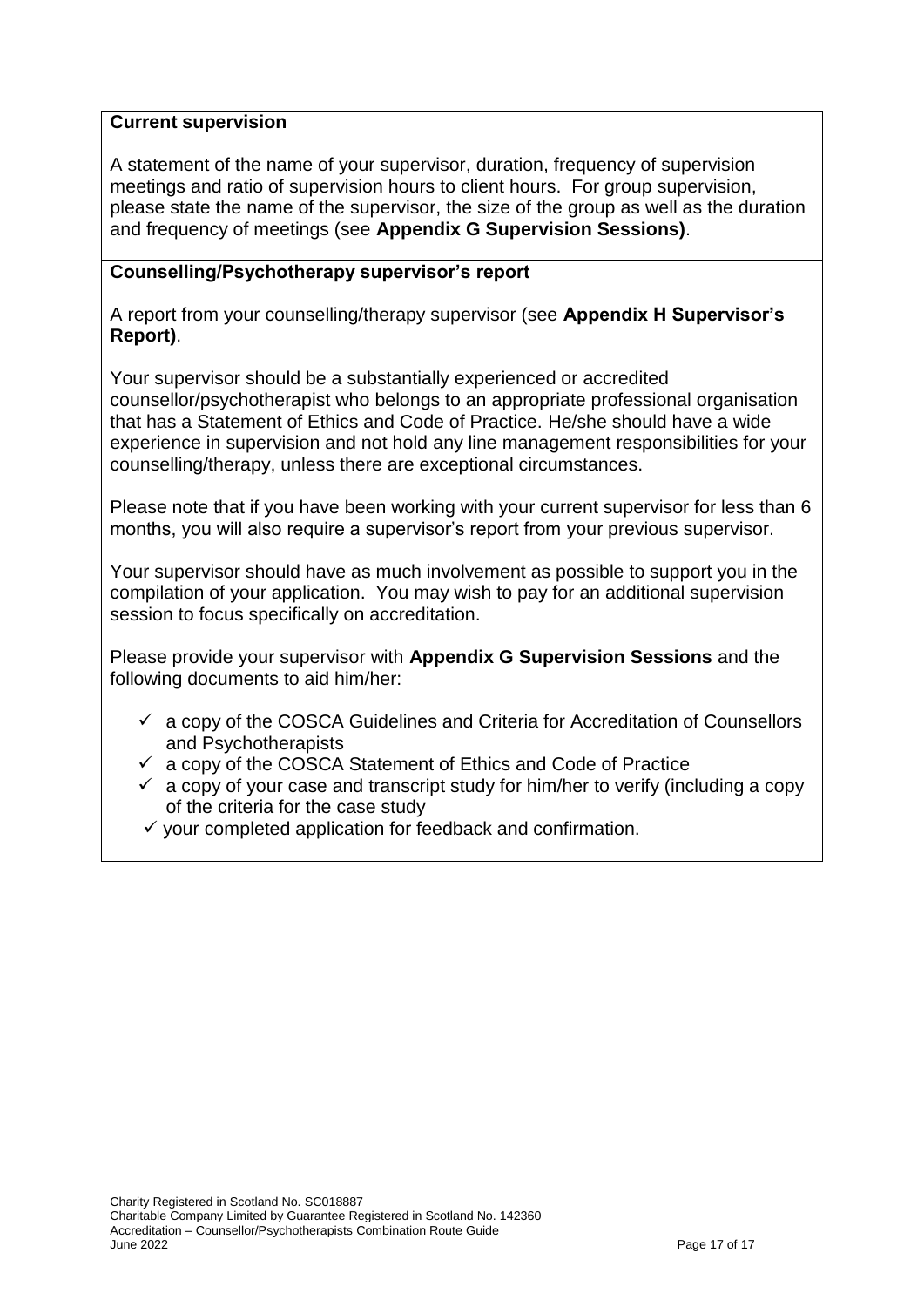**Current supervision**

A statement of the name of your supervisor, duration, frequency of supervision meetings and ratio of supervision hours to client hours. For group supervision, please state the name of the supervisor, the size of the group as well as the duration and frequency of meetings (see **Appendix G Supervision Sessions)**.

**Counselling/Psychotherapy supervisor's report**

A report from your counselling/therapy supervisor (see **Appendix H Supervisor's Report)**.

Your supervisor should be a substantially experienced or accredited counsellor/psychotherapist who belongs to an appropriate professional organisation that has a Statement of Ethics and Code of Practice. He/she should have a wide experience in supervision and not hold any line management responsibilities for your counselling/therapy, unless there are exceptional circumstances.

Please note that if you have been working with your current supervisor for less than 6 months, you will also require a supervisor's report from your previous supervisor.

Your supervisor should have as much involvement as possible to support you in the compilation of your application. You may wish to pay for an additional supervision session to focus specifically on accreditation.

Please provide your supervisor with **Appendix G Supervision Sessions** and the following documents to aid him/her:

- ✓ a copy of the COSCA Guidelines and Criteria for Accreditation of Counsellors and Psychotherapists
- ✓ a copy of the COSCA Statement of Ethics and Code of Practice
- ✓ a copy of your case and transcript study for him/her to verify (including a copy of the criteria for the case study
- ✓ your completed application for feedback and confirmation.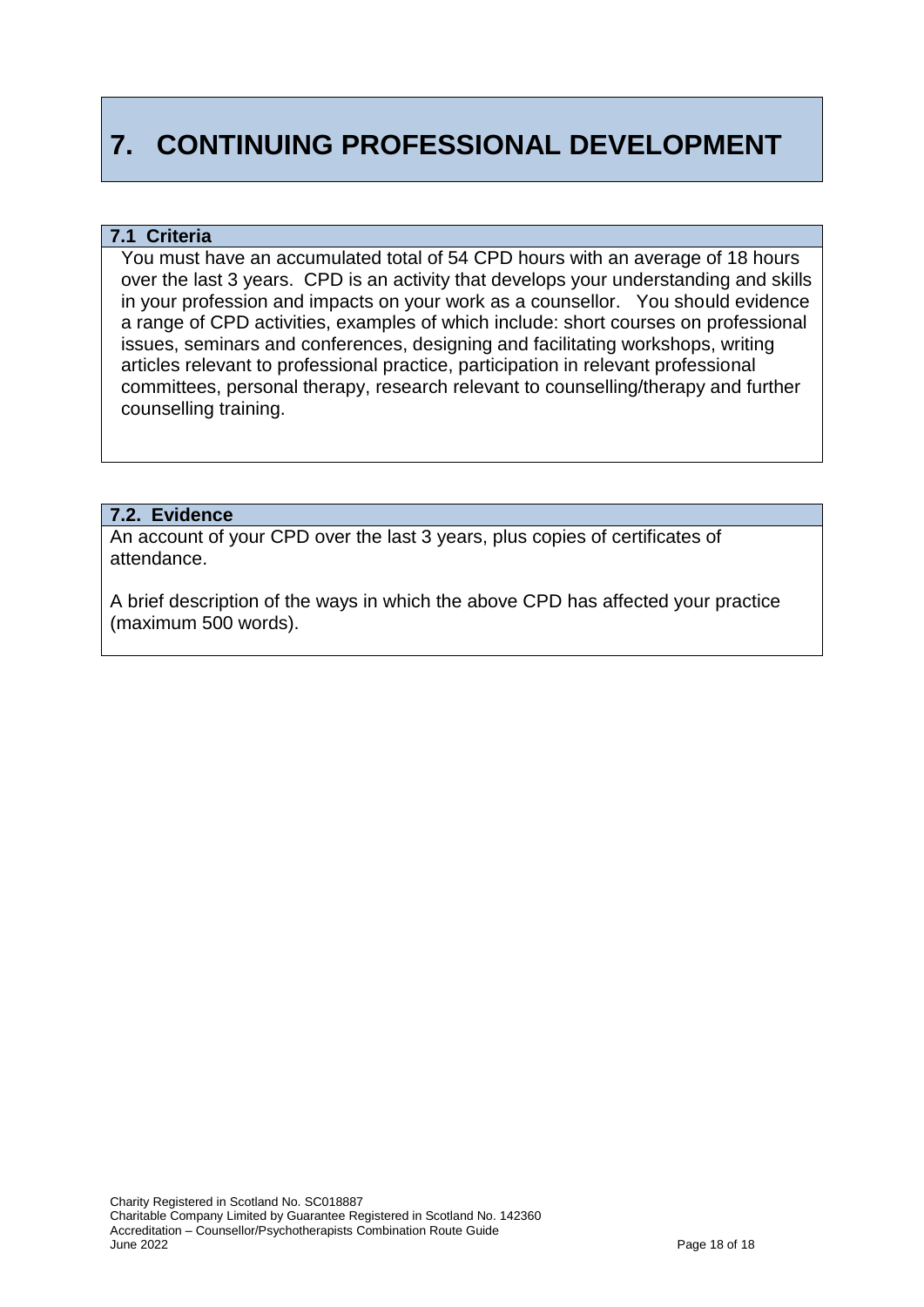# 7. CONTINUING PROFESSIONAL DEVELOPMENT

## 7.1 Criteria

You must have an accumulated total of 54 CPD hours with an average of 18 hours over the last 3 years. CPD is an activity that develops your understanding and skills in your profession and impacts on your work as a counsellor. You should evidence a range of CPD activities, examples of which include: short courses on professional issues, seminars and conferences, designing and facilitating workshops, writing articles relevant to professional practice, participation in relevant professional committees, personal therapy, research relevant to counselling/therapy and further counselling training.

## 7.2. Evidence

An account of your CPD over the last 3 years, plus copies of certificates of attendance.

A brief description of the ways in which the above CPD has affected your practice (maximum 500 words).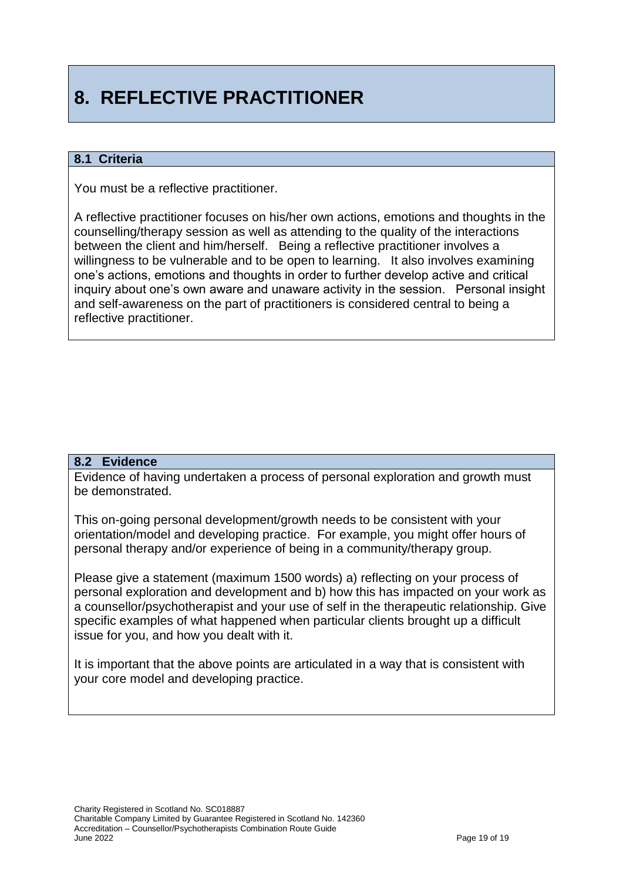# 8. REFLECTIVE PRACTITIONER

## 8.1 Criteria

You must be a reflective practitioner.

A reflective practitioner focuses on his/her own actions, emotions and thoughts in the counselling/therapy session as well as attending to the quality of the interactions between the client and him/herself. Being a reflective practitioner involves a willingness to be vulnerable and to be open to learning. It also involves examining one's actions, emotions and thoughts in order to further develop active and critical inquiry about one's own aware and unaware activity in the session. Personal insight and self-awareness on the part of practitioners is considered central to being a reflective practitioner.

## 8.2 Evidence

Evidence of having undertaken a process of personal exploration and growth must be demonstrated.

This on-going personal development/growth needs to be consistent with your orientation/model and developing practice. For example, you might offer hours of personal therapy and/or experience of being in a community/therapy group.

Please give a statement (maximum 1500 words) a) reflecting on your process of personal exploration and development and b) how this has impacted on your work as a counsellor/psychotherapist and your use of self in the therapeutic relationship. Give specific examples of what happened when particular clients brought up a difficult issue for you, and how you dealt with it.

It is important that the above points are articulated in a way that is consistent with your core model and developing practice.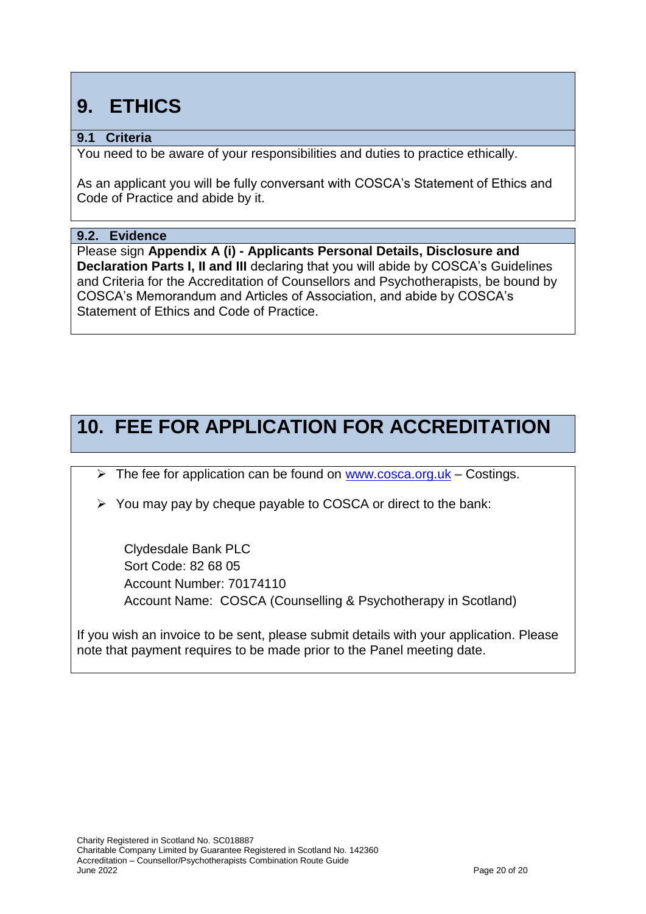# 9. ETHICS

## 9.1 Criteria

You need to be aware of your responsibilities and duties to practice ethically.

As an applicant you will be fully conversant with COSCA's Statement of Ethics and Code of Practice and abide by it.

## 9.2. Evidence

Please sign **Appendix A (i) - Applicants Personal Details, Disclosure and Declaration Parts I, II and III** declaring that you will abide by COSCA's Guidelines and Criteria for the Accreditation of Counsellors and Psychotherapists, be bound by COSCA's Memorandum and Articles of Association, and abide by COSCA's Statement of Ethics and Code of Practice.

# 10. FEE FOR APPLICATION FOR ACCREDITATION

- The fee for application can be found on www.cosca.org.uk – Costings.
- You may pay by cheque payable to COSCA or direct to the bank:

Clydesdale Bank PLC
Sort Code: 82 68 05
Account Number: 70174110
Account Name: COSCA (Counselling & Psychotherapy in Scotland)

If you wish an invoice to be sent, please submit details with your application. Please note that payment requires to be made prior to the Panel meeting date.